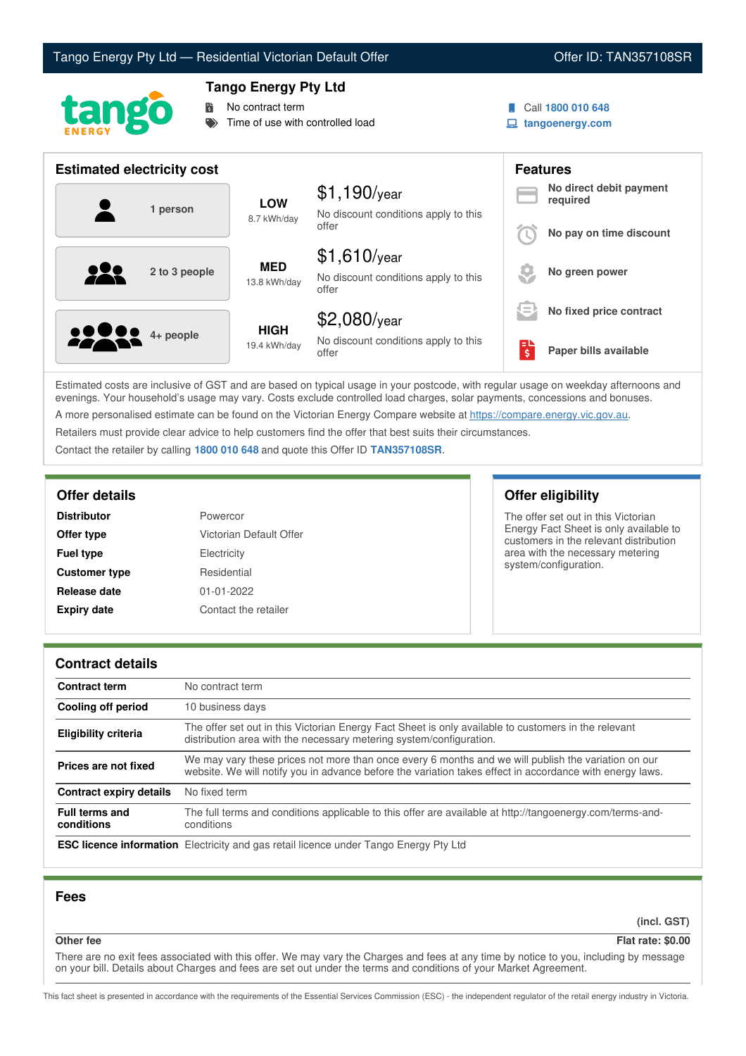# Tango Energy Pty Ltd — Residential Victorian Default Offer

Offer ID: TAN357108SR

## Tango Energy Pty Ltd

- No contract term
- Time of use with controlled load

Call **1800 010 648**
**tangoenergy.com**

## Estimated electricity cost

| Household | Usage | Cost |
|---|---|---|
| 1 person | **LOW** 8.7 kWh/day | $1,190/year — No discount conditions apply to this offer |
| 2 to 3 people | **MED** 13.8 kWh/day | $1,610/year — No discount conditions apply to this offer |
| 4+ people | **HIGH** 19.4 kWh/day | $2,080/year — No discount conditions apply to this offer |

## Features

- **No direct debit payment required**
- **No pay on time discount**
- **No green power**
- **No fixed price contract**
- **Paper bills available**

Estimated costs are inclusive of GST and are based on typical usage in your postcode, with regular usage on weekday afternoons and evenings. Your household's usage may vary. Costs exclude controlled load charges, solar payments, concessions and bonuses.

A more personalised estimate can be found on the Victorian Energy Compare website at https://compare.energy.vic.gov.au.

Retailers must provide clear advice to help customers find the offer that best suits their circumstances.

Contact the retailer by calling **1800 010 648** and quote this Offer ID **TAN357108SR**.

## Offer details

| | |
|---|---|
| **Distributor** | Powercor |
| **Offer type** | Victorian Default Offer |
| **Fuel type** | Electricity |
| **Customer type** | Residential |
| **Release date** | 01-01-2022 |
| **Expiry date** | Contact the retailer |

## Offer eligibility

The offer set out in this Victorian Energy Fact Sheet is only available to customers in the relevant distribution area with the necessary metering system/configuration.

## Contract details

| | |
|---|---|
| **Contract term** | No contract term |
| **Cooling off period** | 10 business days |
| **Eligibility criteria** | The offer set out in this Victorian Energy Fact Sheet is only available to customers in the relevant distribution area with the necessary metering system/configuration. |
| **Prices are not fixed** | We may vary these prices not more than once every 6 months and we will publish the variation on our website. We will notify you in advance before the variation takes effect in accordance with energy laws. |
| **Contract expiry details** | No fixed term |
| **Full terms and conditions** | The full terms and conditions applicable to this offer are available at http://tangoenergy.com/terms-and-conditions |
| **ESC licence information** | Electricity and gas retail licence under Tango Energy Pty Ltd |

## Fees

| | (incl. GST) |
|---|---|
| **Other fee** | **Flat rate: $0.00** |

There are no exit fees associated with this offer. We may vary the Charges and fees at any time by notice to you, including by message on your bill. Details about Charges and fees are set out under the terms and conditions of your Market Agreement.

This fact sheet is presented in accordance with the requirements of the Essential Services Commission (ESC) - the independent regulator of the retail energy industry in Victoria.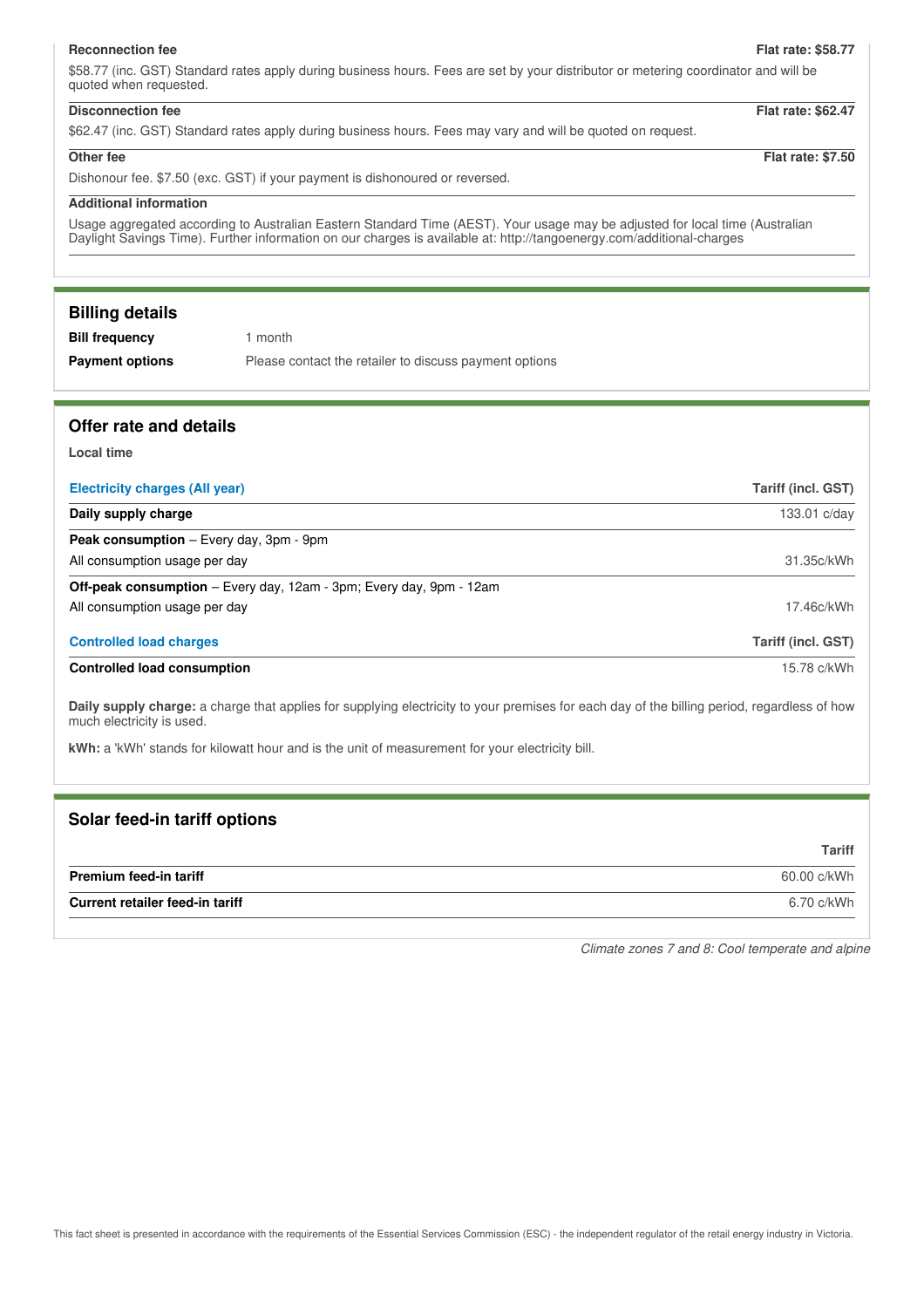**Reconnection fee** — Flat rate: $58.77

$58.77 (inc. GST) Standard rates apply during business hours. Fees are set by your distributor or metering coordinator and will be quoted when requested.

**Disconnection fee** — Flat rate: $62.47

$62.47 (inc. GST) Standard rates apply during business hours. Fees may vary and will be quoted on request.

**Other fee** — Flat rate: $7.50

Dishonour fee. $7.50 (exc. GST) if your payment is dishonoured or reversed.

**Additional information**

Usage aggregated according to Australian Eastern Standard Time (AEST). Your usage may be adjusted for local time (Australian Daylight Savings Time). Further information on our charges is available at: http://tangoenergy.com/additional-charges

## Billing details

| | |
|---|---|
| **Bill frequency** | 1 month |
| **Payment options** | Please contact the retailer to discuss payment options |

## Offer rate and details

**Local time**

| Electricity charges (All year) | Tariff (incl. GST) |
|---|---|
| **Daily supply charge** | 133.01 c/day |
| **Peak consumption** – Every day, 3pm - 9pm<br>All consumption usage per day | 31.35c/kWh |
| **Off-peak consumption** – Every day, 12am - 3pm; Every day, 9pm - 12am<br>All consumption usage per day | 17.46c/kWh |

| Controlled load charges | Tariff (incl. GST) |
|---|---|
| **Controlled load consumption** | 15.78 c/kWh |

**Daily supply charge:** a charge that applies for supplying electricity to your premises for each day of the billing period, regardless of how much electricity is used.

**kWh:** a 'kWh' stands for kilowatt hour and is the unit of measurement for your electricity bill.

## Solar feed-in tariff options

| | Tariff |
|---|---|
| **Premium feed-in tariff** | 60.00 c/kWh |
| **Current retailer feed-in tariff** | 6.70 c/kWh |

*Climate zones 7 and 8: Cool temperate and alpine*

This fact sheet is presented in accordance with the requirements of the Essential Services Commission (ESC) - the independent regulator of the retail energy industry in Victoria.